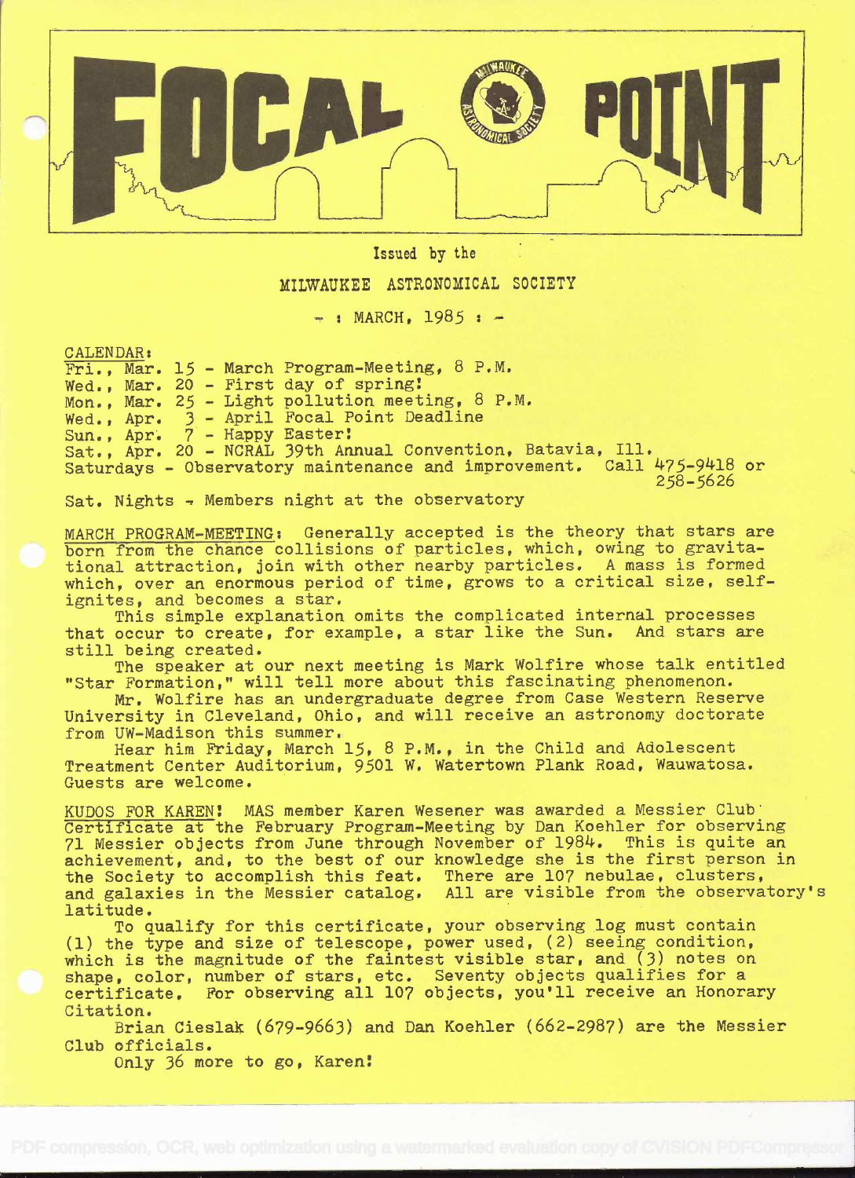# FOCAL POINT

Issued by the

MILWAUKEE ASTRONOMICAL SOCIETY

- : MARCH, 1985 : -

CALENDAR:

Fri., Mar. 15 - March Program-Meeting, 8 P.M.
Wed., Mar. 20 - First day of spring!
Mon., Mar. 25 - Light pollution meeting, 8 P.M.
Wed., Apr. 3 - April Focal Point Deadline
Sun., Apr. 7 - Happy Easter!
Sat., Apr. 20 - NCRAL 39th Annual Convention, Batavia, Ill.
Saturdays - Observatory maintenance and improvement. Call 475-9418 or 258-5626

Sat. Nights - Members night at the observatory

MARCH PROGRAM-MEETING: Generally accepted is the theory that stars are born from the chance collisions of particles, which, owing to gravitational attraction, join with other nearby particles. A mass is formed which, over an enormous period of time, grows to a critical size, self-ignites, and becomes a star.

This simple explanation omits the complicated internal processes that occur to create, for example, a star like the Sun. And stars are still being created.

The speaker at our next meeting is Mark Wolfire whose talk entitled "Star Formation," will tell more about this fascinating phenomenon.

Mr. Wolfire has an undergraduate degree from Case Western Reserve University in Cleveland, Ohio, and will receive an astronomy doctorate from UW-Madison this summer.

Hear him Friday, March 15, 8 P.M., in the Child and Adolescent Treatment Center Auditorium, 9501 W. Watertown Plank Road, Wauwatosa. Guests are welcome.

KUDOS FOR KAREN! MAS member Karen Wesener was awarded a Messier Club Certificate at the February Program-Meeting by Dan Koehler for observing 71 Messier objects from June through November of 1984. This is quite an achievement, and, to the best of our knowledge she is the first person in the Society to accomplish this feat. There are 107 nebulae, clusters, and galaxies in the Messier catalog. All are visible from the observatory's latitude.

To qualify for this certificate, your observing log must contain (1) the type and size of telescope, power used, (2) seeing condition, which is the magnitude of the faintest visible star, and (3) notes on shape, color, number of stars, etc. Seventy objects qualifies for a certificate. For observing all 107 objects, you'll receive an Honorary Citation.

Brian Cieslak (679-9663) and Dan Koehler (662-2987) are the Messier Club officials.

Only 36 more to go, Karen!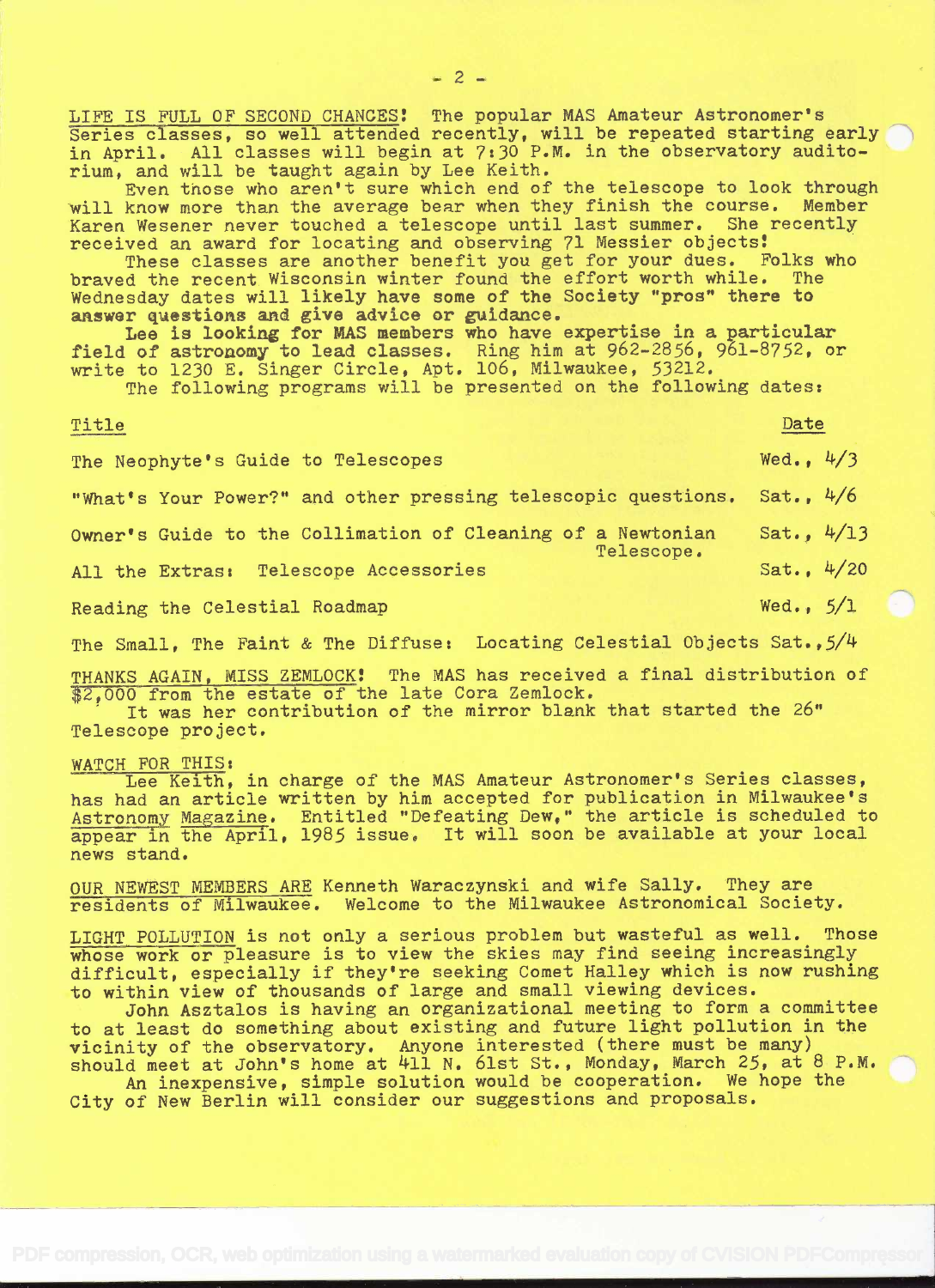__LIFE IS FULL OF SECOND CHANCES!__ The popular MAS Amateur Astronomer's Series classes, so well attended recently, will be repeated starting early in April. All classes will begin at 7:30 P.M. in the observatory auditorium, and will be taught again by Lee Keith.

Even those who aren't sure which end of the telescope to look through will know more than the average bear when they finish the course. Member Karen Wesener never touched a telescope until last summer. She recently received an award for locating and observing 71 Messier objects!

These classes are another benefit you get for your dues. Folks who braved the recent Wisconsin winter found the effort worth while. The Wednesday dates will likely have some of the Society "pros" there to answer questions and give advice or guidance.

Lee is looking for MAS members who have expertise in a particular field of astronomy to lead classes. Ring him at 962-2856, 961-8752, or write to 1230 E. Singer Circle, Apt. 106, Milwaukee, 53212.

The following programs will be presented on the following dates:

| Title | Date |
|---|---|
| The Neophyte's Guide to Telescopes | Wed., 4/3 |
| "What's Your Power?" and other pressing telescopic questions. | Sat., 4/6 |
| Owner's Guide to the Collimation of Cleaning of a Newtonian Telescope. | Sat., 4/13 |
| All the Extras: Telescope Accessories | Sat., 4/20 |
| Reading the Celestial Roadmap | Wed., 5/1 |
| The Small, The Faint & The Diffuse: Locating Celestial Objects | Sat., 5/4 |

__THANKS AGAIN, MISS ZEMLOCK!__ The MAS has received a final distribution of $2,000 from the estate of the late Cora Zemlock.

It was her contribution of the mirror blank that started the 26" Telescope project.

__WATCH FOR THIS:__

Lee Keith, in charge of the MAS Amateur Astronomer's Series classes, has had an article written by him accepted for publication in Milwaukee's Astronomy Magazine. Entitled "Defeating Dew," the article is scheduled to appear in the April, 1985 issue. It will soon be available at your local news stand.

__OUR NEWEST MEMBERS ARE__ Kenneth Waraczynski and wife Sally. They are residents of Milwaukee. Welcome to the Milwaukee Astronomical Society.

__LIGHT POLLUTION__ is not only a serious problem but wasteful as well. Those whose work or pleasure is to view the skies may find seeing increasingly difficult, especially if they're seeking Comet Halley which is now rushing to within view of thousands of large and small viewing devices.

John Asztalos is having an organizational meeting to form a committee to at least do something about existing and future light pollution in the vicinity of the observatory. Anyone interested (there must be many) should meet at John's home at 411 N. 61st St., Monday, March 25, at 8 P.M.

An inexpensive, simple solution would be cooperation. We hope the City of New Berlin will consider our suggestions and proposals.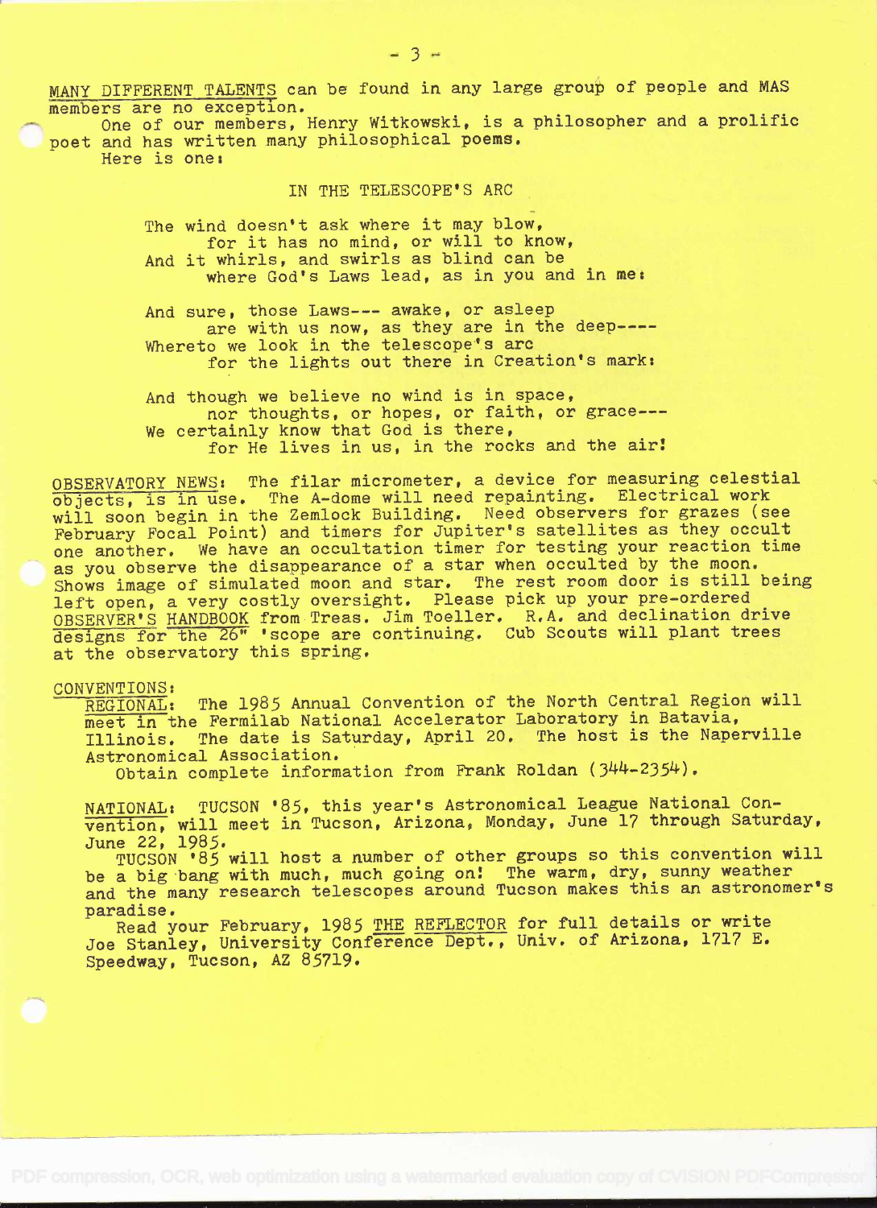MANY DIFFERENT TALENTS can be found in any large group of people and MAS members are no exception.

One of our members, Henry Witkowski, is a philosopher and a prolific poet and has written many philosophical poems.

Here is one:

### IN THE TELESCOPE'S ARC

The wind doesn't ask where it may blow,
 for it has no mind, or will to know,
And it whirls, and swirls as blind can be
 where God's Laws lead, as in you and in me:

And sure, those Laws--- awake, or asleep
 are with us now, as they are in the deep----
Whereto we look in the telescope's arc
 for the lights out there in Creation's mark:

And though we believe no wind is in space,
 nor thoughts, or hopes, or faith, or grace---
We certainly know that God is there,
 for He lives in us, in the rocks and the air!

OBSERVATORY NEWS: The filar micrometer, a device for measuring celestial objects, is in use. The A-dome will need repainting. Electrical work will soon begin in the Zemlock Building. Need observers for grazes (see February Focal Point) and timers for Jupiter's satellites as they occult one another. We have an occultation timer for testing your reaction time as you observe the disappearance of a star when occulted by the moon. Shows image of simulated moon and star. The rest room door is still being left open, a very costly oversight. Please pick up your pre-ordered OBSERVER'S HANDBOOK from Treas. Jim Toeller. R.A. and declination drive designs for the 26" 'scope are continuing. Cub Scouts will plant trees at the observatory this spring.

CONVENTIONS:

REGIONAL: The 1985 Annual Convention of the North Central Region will meet in the Fermilab National Accelerator Laboratory in Batavia, Illinois. The date is Saturday, April 20. The host is the Naperville Astronomical Association.

Obtain complete information from Frank Roldan (344-2354).

NATIONAL: TUCSON '85, this year's Astronomical League National Convention, will meet in Tucson, Arizona, Monday, June 17 through Saturday, June 22, 1985.

TUCSON '85 will host a number of other groups so this convention will be a big bang with much, much going on! The warm, dry, sunny weather and the many research telescopes around Tucson makes this an astronomer's paradise.

Read your February, 1985 THE REFLECTOR for full details or write Joe Stanley, University Conference Dept., Univ. of Arizona, 1717 E. Speedway, Tucson, AZ 85719.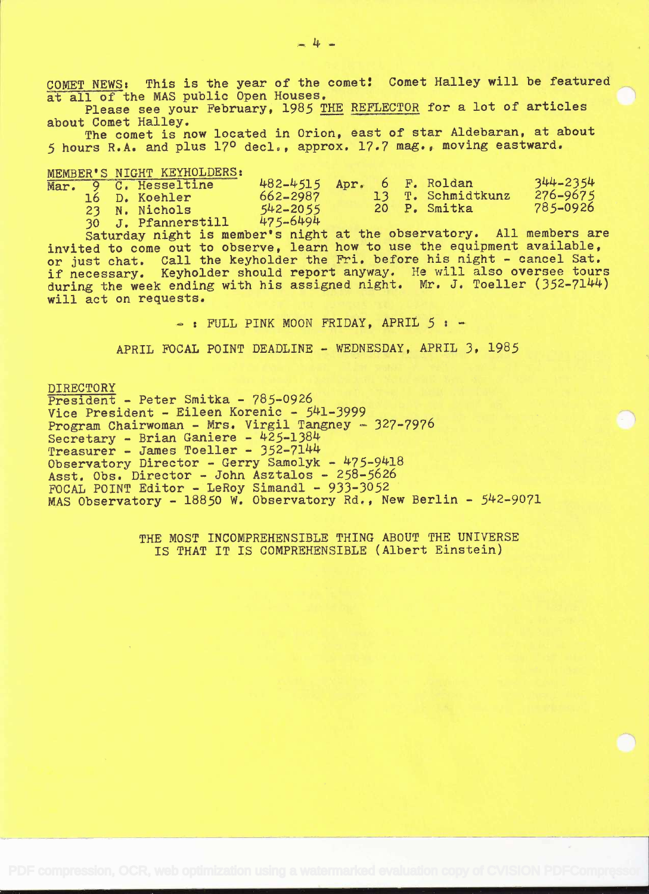**COMET NEWS:** This is the year of the comet! Comet Halley will be featured at all of the MAS public Open Houses.

Please see your February, 1985 THE REFLECTOR for a lot of articles about Comet Halley.

The comet is now located in Orion, east of star Aldebaran, at about 5 hours R.A. and plus 17° decl., approx. 17.7 mag., moving eastward.

**MEMBER'S NIGHT KEYHOLDERS:**

| | | | | | |
|---|---|---|---|---|---|
| Mar. 9 | C. Hesseltine | 482-4515 | Apr. 6 | F. Roldan | 344-2354 |
| 16 | D. Koehler | 662-2987 | 13 | T. Schmidtkunz | 276-9675 |
| 23 | N. Nichols | 542-2055 | 20 | P. Smitka | 785-0926 |
| 30 | J. Pfannerstill | 475-6494 | | | |

Saturday night is member's night at the observatory. All members are invited to come out to observe, learn how to use the equipment available, or just chat. Call the keyholder the Fri. before his night - cancel Sat. if necessary. Keyholder should report anyway. He will also oversee tours during the week ending with his assigned night. Mr. J. Toeller (352-7144) will act on requests.

- : FULL PINK MOON FRIDAY, APRIL 5 : -

APRIL FOCAL POINT DEADLINE - WEDNESDAY, APRIL 3, 1985

**DIRECTORY**

President - Peter Smitka - 785-0926
Vice President - Eileen Korenic - 541-3999
Program Chairwoman - Mrs. Virgil Tangney - 327-7976
Secretary - Brian Ganiere - 425-1384
Treasurer - James Toeller - 352-7144
Observatory Director - Gerry Samolyk - 475-9418
Asst. Obs. Director - John Asztalos - 258-5626
FOCAL POINT Editor - LeRoy Simandl - 933-3052
MAS Observatory - 18850 W. Observatory Rd., New Berlin - 542-9071

THE MOST INCOMPREHENSIBLE THING ABOUT THE UNIVERSE IS THAT IT IS COMPREHENSIBLE (Albert Einstein)